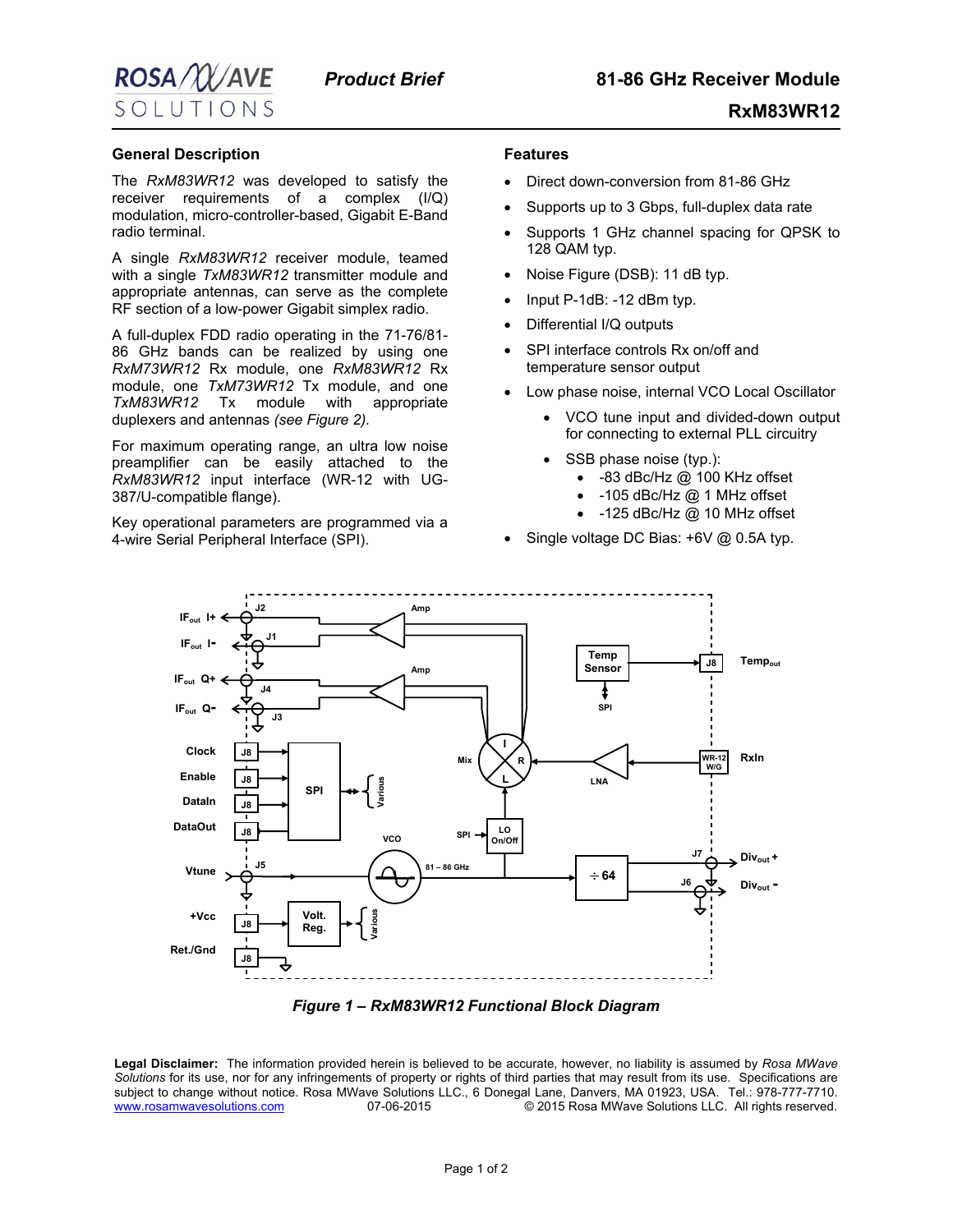**ROSA MWAVE SOLUTIONS** | *Product Brief* | **81-86 GHz Receiver Module RxM83WR12**

## General Description

The *RxM83WR12* was developed to satisfy the receiver requirements of a complex (I/Q) modulation, micro-controller-based, Gigabit E-Band radio terminal.

A single *RxM83WR12* receiver module, teamed with a single *TxM83WR12* transmitter module and appropriate antennas, can serve as the complete RF section of a low-power Gigabit simplex radio.

A full-duplex FDD radio operating in the 71-76/81-86 GHz bands can be realized by using one *RxM73WR12* Rx module, one *RxM83WR12* Rx module, one *TxM73WR12* Tx module, and one *TxM83WR12* Tx module with appropriate duplexers and antennas *(see Figure 2)*.

For maximum operating range, an ultra low noise preamplifier can be easily attached to the *RxM83WR12* input interface (WR-12 with UG-387/U-compatible flange).

Key operational parameters are programmed via a 4-wire Serial Peripheral Interface (SPI).

## Features

- Direct down-conversion from 81-86 GHz
- Supports up to 3 Gbps, full-duplex data rate
- Supports 1 GHz channel spacing for QPSK to 128 QAM typ.
- Noise Figure (DSB): 11 dB typ.
- Input P-1dB: -12 dBm typ.
- Differential I/Q outputs
- SPI interface controls Rx on/off and temperature sensor output
- Low phase noise, internal VCO Local Oscillator
  - VCO tune input and divided-down output for connecting to external PLL circuitry
  - SSB phase noise (typ.):
    - -83 dBc/Hz @ 100 KHz offset
    - -105 dBc/Hz @ 1 MHz offset
    - -125 dBc/Hz @ 10 MHz offset
- Single voltage DC Bias: +6V @ 0.5A typ.

*Figure 1 – RxM83WR12 Functional Block Diagram*

**Legal Disclaimer:** The information provided herein is believed to be accurate, however, no liability is assumed by *Rosa MWave Solutions* for its use, nor for any infringements of property or rights of third parties that may result from its use. Specifications are subject to change without notice. Rosa MWave Solutions LLC., 6 Donegal Lane, Danvers, MA 01923, USA. Tel.: 978-777-7710. www.rosamwavesolutions.com 07-06-2015 © 2015 Rosa MWave Solutions LLC. All rights reserved.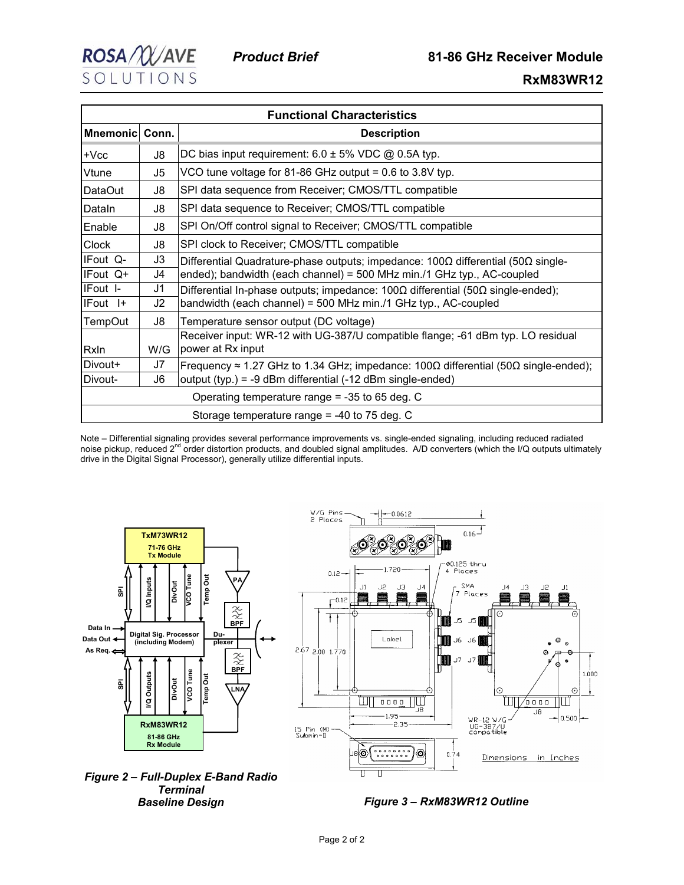## Functional Characteristics

| Mnemonic | Conn. | Description |
|---|---|---|
| +Vcc | J8 | DC bias input requirement: 6.0 ± 5% VDC @ 0.5A typ. |
| Vtune | J5 | VCO tune voltage for 81-86 GHz output = 0.6 to 3.8V typ. |
| DataOut | J8 | SPI data sequence from Receiver; CMOS/TTL compatible |
| DataIn | J8 | SPI data sequence to Receiver; CMOS/TTL compatible |
| Enable | J8 | SPI On/Off control signal to Receiver; CMOS/TTL compatible |
| Clock | J8 | SPI clock to Receiver; CMOS/TTL compatible |
| IFout Q- | J3 | Differential Quadrature-phase outputs; impedance: 100Ω differential (50Ω single-ended); bandwidth (each channel) = 500 MHz min./1 GHz typ., AC-coupled |
| IFout Q+ | J4 | |
| IFout I- | J1 | Differential In-phase outputs; impedance: 100Ω differential (50Ω single-ended); bandwidth (each channel) = 500 MHz min./1 GHz typ., AC-coupled |
| IFout I+ | J2 | |
| TempOut | J8 | Temperature sensor output (DC voltage) |
| RxIn | W/G | Receiver input: WR-12 with UG-387/U compatible flange; -61 dBm typ. LO residual power at Rx input |
| Divout+ | J7 | Frequency ≈ 1.27 GHz to 1.34 GHz; impedance: 100Ω differential (50Ω single-ended); output (typ.) = -9 dBm differential (-12 dBm single-ended) |
| Divout- | J6 | |
| Operating temperature range = -35 to 65 deg. C | | |
| Storage temperature range = -40 to 75 deg. C | | |

Note – Differential signaling provides several performance improvements vs. single-ended signaling, including reduced radiated noise pickup, reduced 2nd order distortion products, and doubled signal amplitudes. A/D converters (which the I/Q outputs ultimately drive in the Digital Signal Processor), generally utilize differential inputs.

TxM73WR12
71-76 GHz
Tx Module

SPI
I/Q Inputs
DivOut
VCO Tune
Temp Out

PA
BPF

Data In
Data Out
As Req.

Digital Sig. Processor (including Modem)

Du-plexer

BPF
LNA

SPI
I/Q Outputs
DivOut
VCO Tune
Temp Out

RxM83WR12
81-86 GHz
Rx Module

*Figure 2 – Full-Duplex E-Band Radio Terminal Baseline Design*

W/G Pins 2 Places
0.0612
0.16
0.12
1.720
ø0.125 thru 4 Places
SMA 7 Places
J1 J2 J3 J4
J4 J3 J2 J1
0.12
J5 J5
J6 J6
J7 J7
Label
2.67 2.00 1.770
1.000
J8
J8
1.95
2.35
0.500
15 Pin (M) Submin-D
WR-12 W/G UG-387/U compatible
J8
0.74
Dimensions in Inches

*Figure 3 – RxM83WR12 Outline*